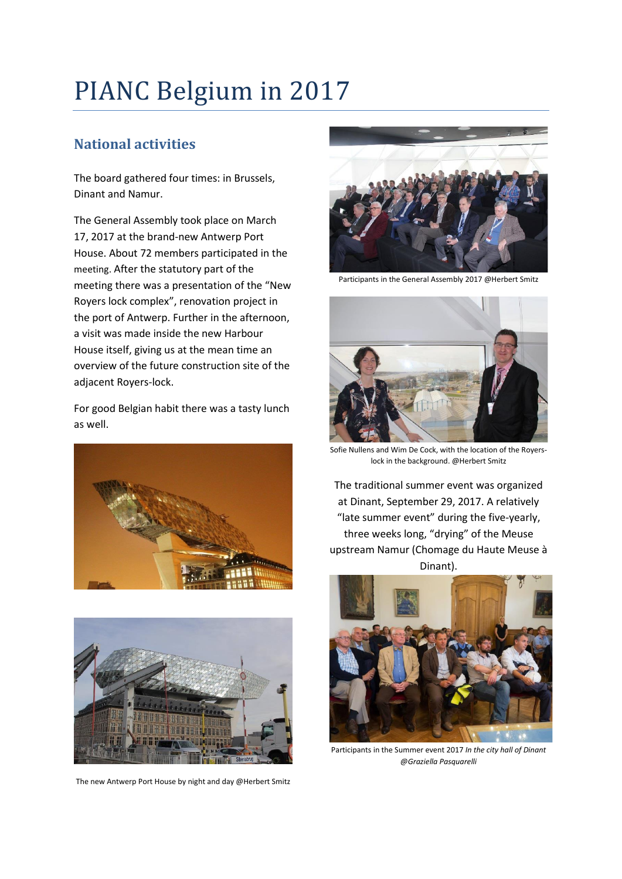# PIANC Belgium in 2017

## National activities

The board gathered four times: in Brussels, Dinant and Namur.

The General Assembly took place on March 17, 2017 at the brand-new Antwerp Port House. About 72 members participated in the meeting. After the statutory part of the meeting there was a presentation of the "New Royers lock complex", renovation project in the port of Antwerp. Further in the afternoon, a visit was made inside the new Harbour House itself, giving us at the mean time an overview of the future construction site of the adjacent Royers-lock.

For good Belgian habit there was a tasty lunch as well.

The new Antwerp Port House by night and day @Herbert Smitz

Participants in the General Assembly 2017 @Herbert Smitz

Sofie Nullens and Wim De Cock, with the location of the Royers-lock in the background. @Herbert Smitz

The traditional summer event was organized at Dinant, September 29, 2017. A relatively "late summer event" during the five-yearly, three weeks long, "drying" of the Meuse upstream Namur (Chomage du Haute Meuse à Dinant).

Participants in the Summer event 2017 *In the city hall of Dinant @Graziella Pasquarelli*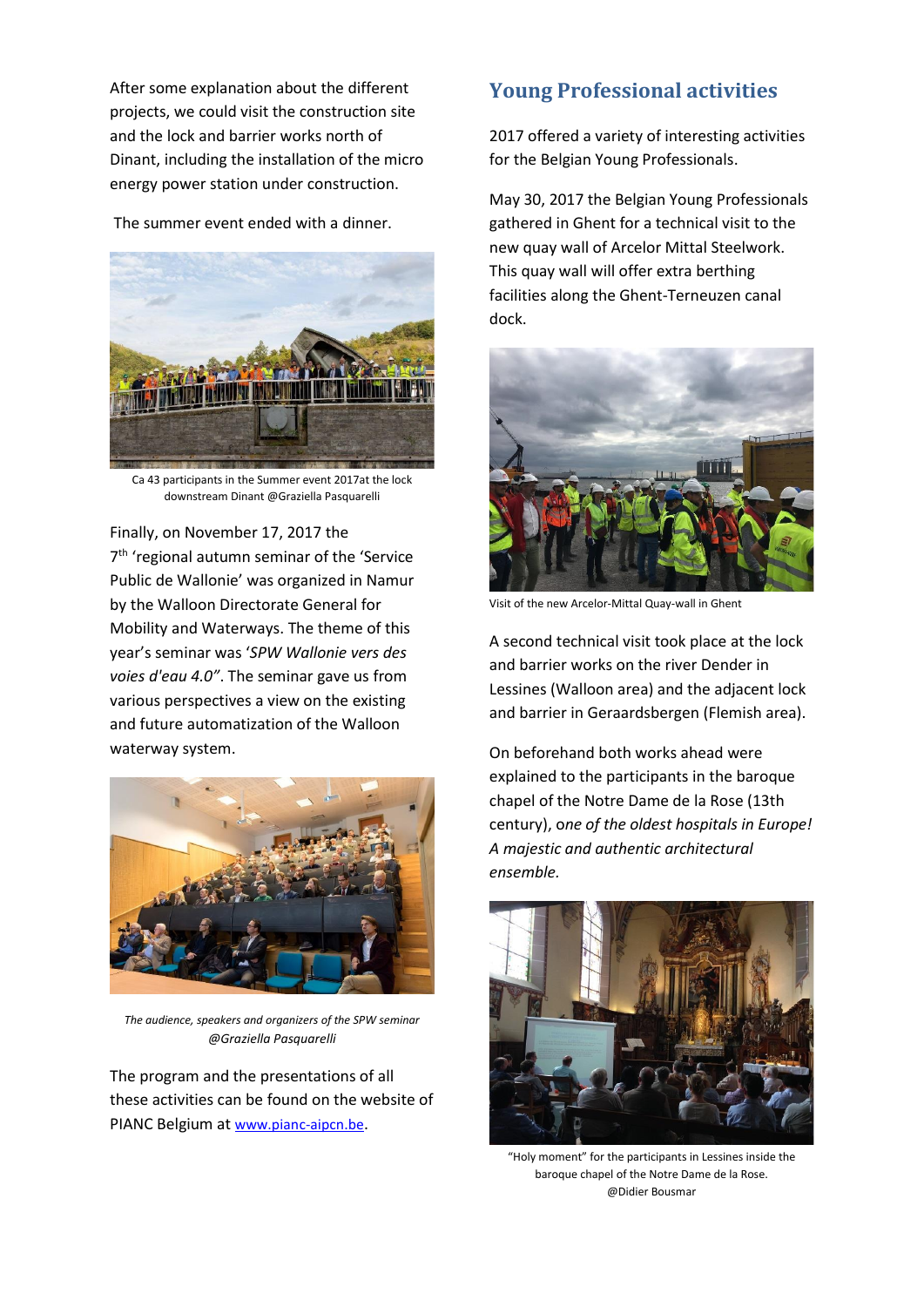After some explanation about the different projects, we could visit the construction site and the lock and barrier works north of Dinant, including the installation of the micro energy power station under construction.

The summer event ended with a dinner.

Ca 43 participants in the Summer event 2017at the lock downstream Dinant @Graziella Pasquarelli

Finally, on November 17, 2017 the 7th 'regional autumn seminar of the 'Service Public de Wallonie' was organized in Namur by the Walloon Directorate General for Mobility and Waterways. The theme of this year's seminar was '*SPW Wallonie vers des voies d'eau 4.0"*. The seminar gave us from various perspectives a view on the existing and future automatization of the Walloon waterway system.

*The audience, speakers and organizers of the SPW seminar @Graziella Pasquarelli*

The program and the presentations of all these activities can be found on the website of PIANC Belgium at [www.pianc-aipcn.be](http://www.pianc-aipcn.be).

## Young Professional activities

2017 offered a variety of interesting activities for the Belgian Young Professionals.

May 30, 2017 the Belgian Young Professionals gathered in Ghent for a technical visit to the new quay wall of Arcelor Mittal Steelwork. This quay wall will offer extra berthing facilities along the Ghent-Terneuzen canal dock.

Visit of the new Arcelor-Mittal Quay-wall in Ghent

A second technical visit took place at the lock and barrier works on the river Dender in Lessines (Walloon area) and the adjacent lock and barrier in Geraardsbergen (Flemish area).

On beforehand both works ahead were explained to the participants in the baroque chapel of the Notre Dame de la Rose (13th century), o*ne of the oldest hospitals in Europe! A majestic and authentic architectural ensemble.*

"Holy moment" for the participants in Lessines inside the baroque chapel of the Notre Dame de la Rose. @Didier Bousmar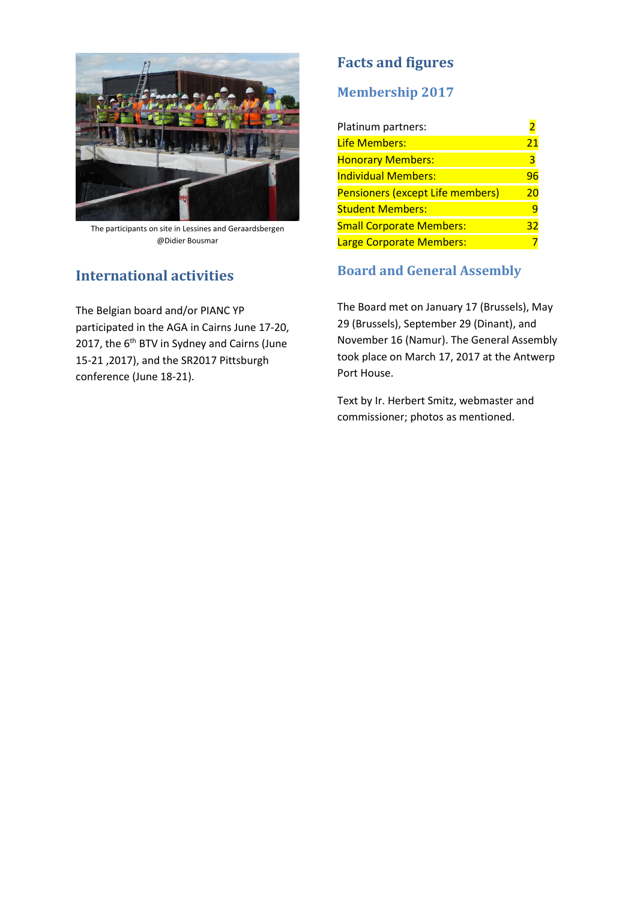The participants on site in Lessines and Geraardsbergen @Didier Bousmar

## International activities

The Belgian board and/or PIANC YP participated in the AGA in Cairns June 17-20, 2017, the 6th BTV in Sydney and Cairns (June 15-21 ,2017), and the SR2017 Pittsburgh conference (June 18-21).

# Facts and figures

## Membership 2017

| | |
|---|---|
| Platinum partners: | 2 |
| Life Members: | 21 |
| Honorary Members: | 3 |
| Individual Members: | 96 |
| Pensioners (except Life members) | 20 |
| Student Members: | 9 |
| Small Corporate Members: | 32 |
| Large Corporate Members: | 7 |

## Board and General Assembly

The Board met on January 17 (Brussels), May 29 (Brussels), September 29 (Dinant), and November 16 (Namur). The General Assembly took place on March 17, 2017 at the Antwerp Port House.

Text by Ir. Herbert Smitz, webmaster and commissioner; photos as mentioned.